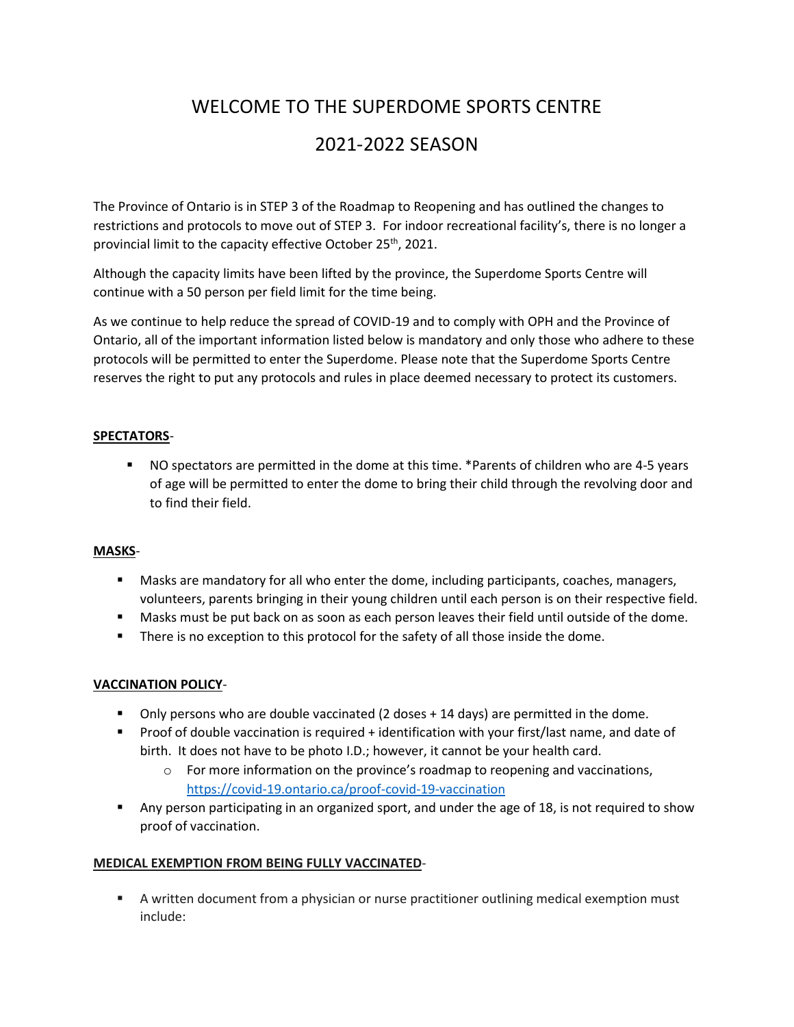# WELCOME TO THE SUPERDOME SPORTS CENTRE

# 2021-2022 SEASON

The Province of Ontario is in STEP 3 of the Roadmap to Reopening and has outlined the changes to restrictions and protocols to move out of STEP 3. For indoor recreational facility's, there is no longer a provincial limit to the capacity effective October 25th, 2021.

Although the capacity limits have been lifted by the province, the Superdome Sports Centre will continue with a 50 person per field limit for the time being.

As we continue to help reduce the spread of COVID-19 and to comply with OPH and the Province of Ontario, all of the important information listed below is mandatory and only those who adhere to these protocols will be permitted to enter the Superdome. Please note that the Superdome Sports Centre reserves the right to put any protocols and rules in place deemed necessary to protect its customers.

**SPECTATORS**-

- NO spectators are permitted in the dome at this time. *Parents of children who are 4-5 years of age will be permitted to enter the dome to bring their child through the revolving door and to find their field.

**MASKS**-

- Masks are mandatory for all who enter the dome, including participants, coaches, managers, volunteers, parents bringing in their young children until each person is on their respective field.
- Masks must be put back on as soon as each person leaves their field until outside of the dome.
- There is no exception to this protocol for the safety of all those inside the dome.

**VACCINATION POLICY**-

- Only persons who are double vaccinated (2 doses + 14 days) are permitted in the dome.
- Proof of double vaccination is required + identification with your first/last name, and date of birth. It does not have to be photo I.D.; however, it cannot be your health card.
  - For more information on the province's roadmap to reopening and vaccinations, https://covid-19.ontario.ca/proof-covid-19-vaccination
- Any person participating in an organized sport, and under the age of 18, is not required to show proof of vaccination.

**MEDICAL EXEMPTION FROM BEING FULLY VACCINATED**-

- A written document from a physician or nurse practitioner outlining medical exemption must include: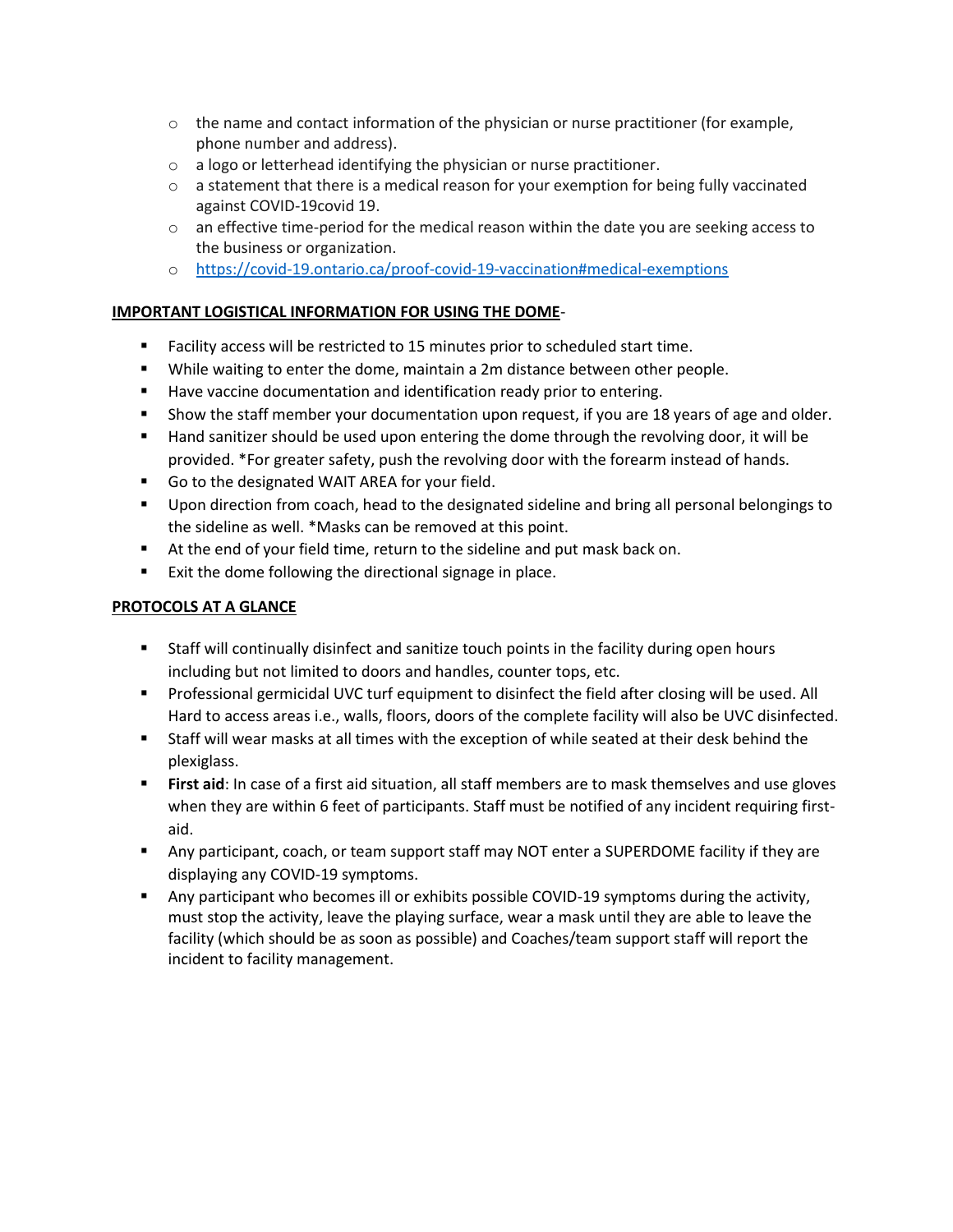- the name and contact information of the physician or nurse practitioner (for example, phone number and address).
- a logo or letterhead identifying the physician or nurse practitioner.
- a statement that there is a medical reason for your exemption for being fully vaccinated against COVID-19covid 19.
- an effective time-period for the medical reason within the date you are seeking access to the business or organization.
- https://covid-19.ontario.ca/proof-covid-19-vaccination#medical-exemptions

**IMPORTANT LOGISTICAL INFORMATION FOR USING THE DOME**-

- Facility access will be restricted to 15 minutes prior to scheduled start time.
- While waiting to enter the dome, maintain a 2m distance between other people.
- Have vaccine documentation and identification ready prior to entering.
- Show the staff member your documentation upon request, if you are 18 years of age and older.
- Hand sanitizer should be used upon entering the dome through the revolving door, it will be provided. *For greater safety, push the revolving door with the forearm instead of hands.
- Go to the designated WAIT AREA for your field.
- Upon direction from coach, head to the designated sideline and bring all personal belongings to the sideline as well. *Masks can be removed at this point.
- At the end of your field time, return to the sideline and put mask back on.
- Exit the dome following the directional signage in place.

**PROTOCOLS AT A GLANCE**

- Staff will continually disinfect and sanitize touch points in the facility during open hours including but not limited to doors and handles, counter tops, etc.
- Professional germicidal UVC turf equipment to disinfect the field after closing will be used. All Hard to access areas i.e., walls, floors, doors of the complete facility will also be UVC disinfected.
- Staff will wear masks at all times with the exception of while seated at their desk behind the plexiglass.
- **First aid**: In case of a first aid situation, all staff members are to mask themselves and use gloves when they are within 6 feet of participants. Staff must be notified of any incident requiring first-aid.
- Any participant, coach, or team support staff may NOT enter a SUPERDOME facility if they are displaying any COVID-19 symptoms.
- Any participant who becomes ill or exhibits possible COVID-19 symptoms during the activity, must stop the activity, leave the playing surface, wear a mask until they are able to leave the facility (which should be as soon as possible) and Coaches/team support staff will report the incident to facility management.